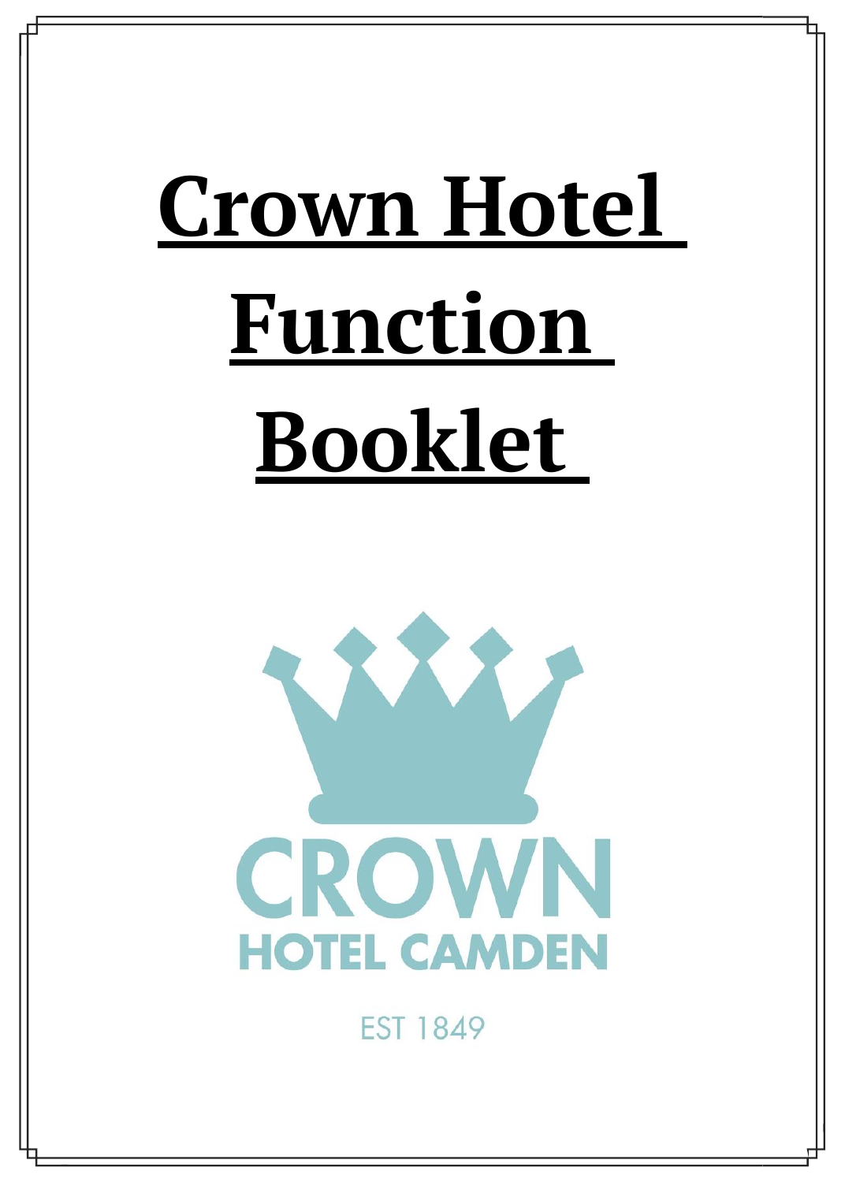# Crown Hotel Function Booklet

CROWN

HOTEL CAMDEN

EST 1849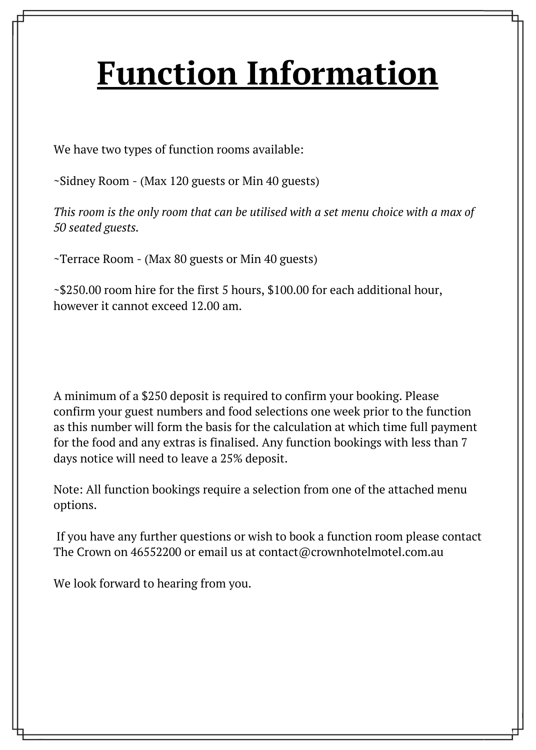# Function Information

We have two types of function rooms available:

~Sidney Room - (Max 120 guests or Min 40 guests)

*This room is the only room that can be utilised with a set menu choice with a max of 50 seated guests.*

~Terrace Room - (Max 80 guests or Min 40 guests)

~$250.00 room hire for the first 5 hours, $100.00 for each additional hour, however it cannot exceed 12.00 am.

A minimum of a $250 deposit is required to confirm your booking. Please confirm your guest numbers and food selections one week prior to the function as this number will form the basis for the calculation at which time full payment for the food and any extras is finalised. Any function bookings with less than 7 days notice will need to leave a 25% deposit.

Note: All function bookings require a selection from one of the attached menu options.

If you have any further questions or wish to book a function room please contact The Crown on 46552200 or email us at contact@crownhotelmotel.com.au

We look forward to hearing from you.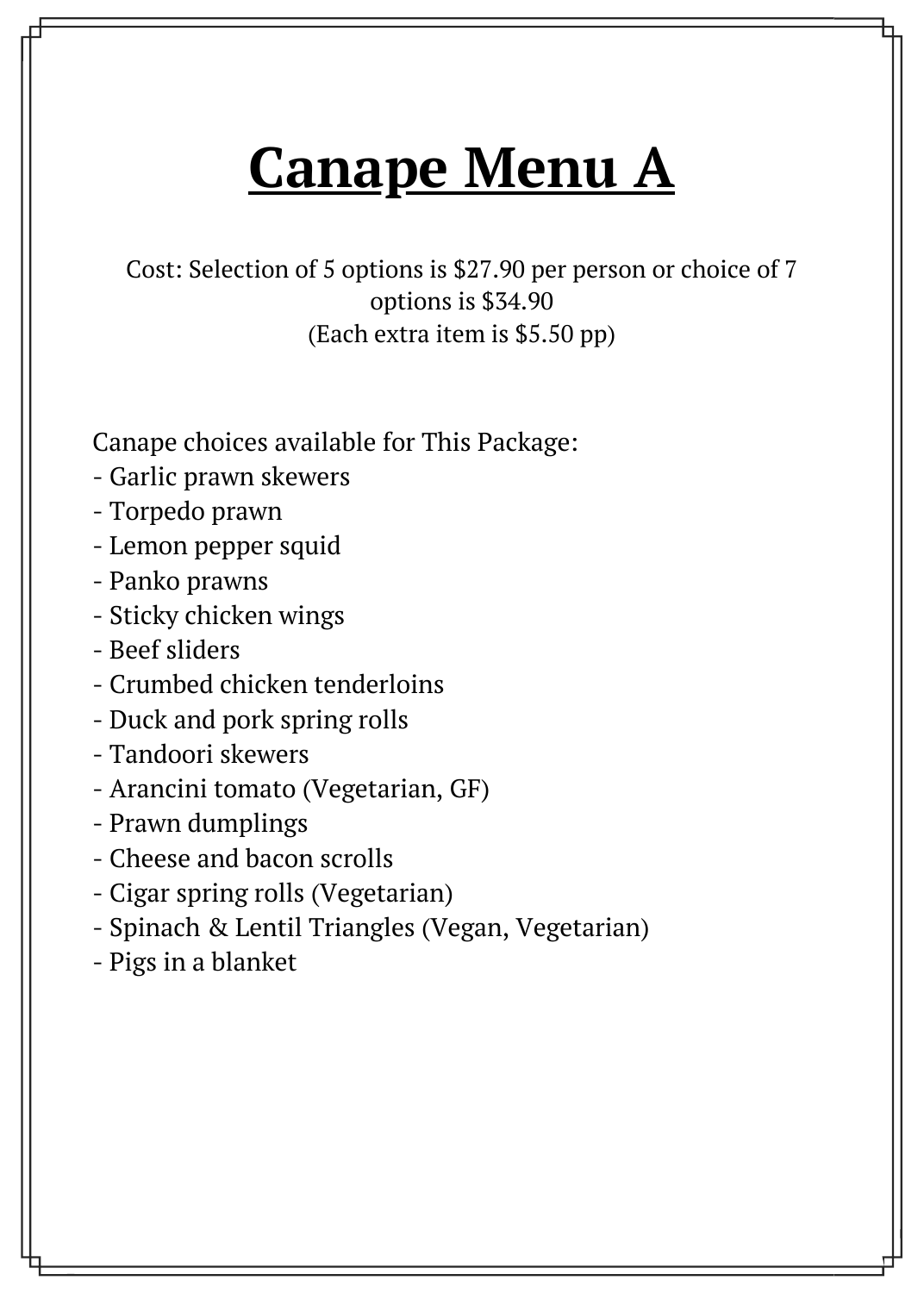# Canape Menu A

Cost: Selection of 5 options is $27.90 per person or choice of 7 options is $34.90
(Each extra item is $5.50 pp)

Canape choices available for This Package:

- Garlic prawn skewers
- Torpedo prawn
- Lemon pepper squid
- Panko prawns
- Sticky chicken wings
- Beef sliders
- Crumbed chicken tenderloins
- Duck and pork spring rolls
- Tandoori skewers
- Arancini tomato (Vegetarian, GF)
- Prawn dumplings
- Cheese and bacon scrolls
- Cigar spring rolls (Vegetarian)
- Spinach & Lentil Triangles (Vegan, Vegetarian)
- Pigs in a blanket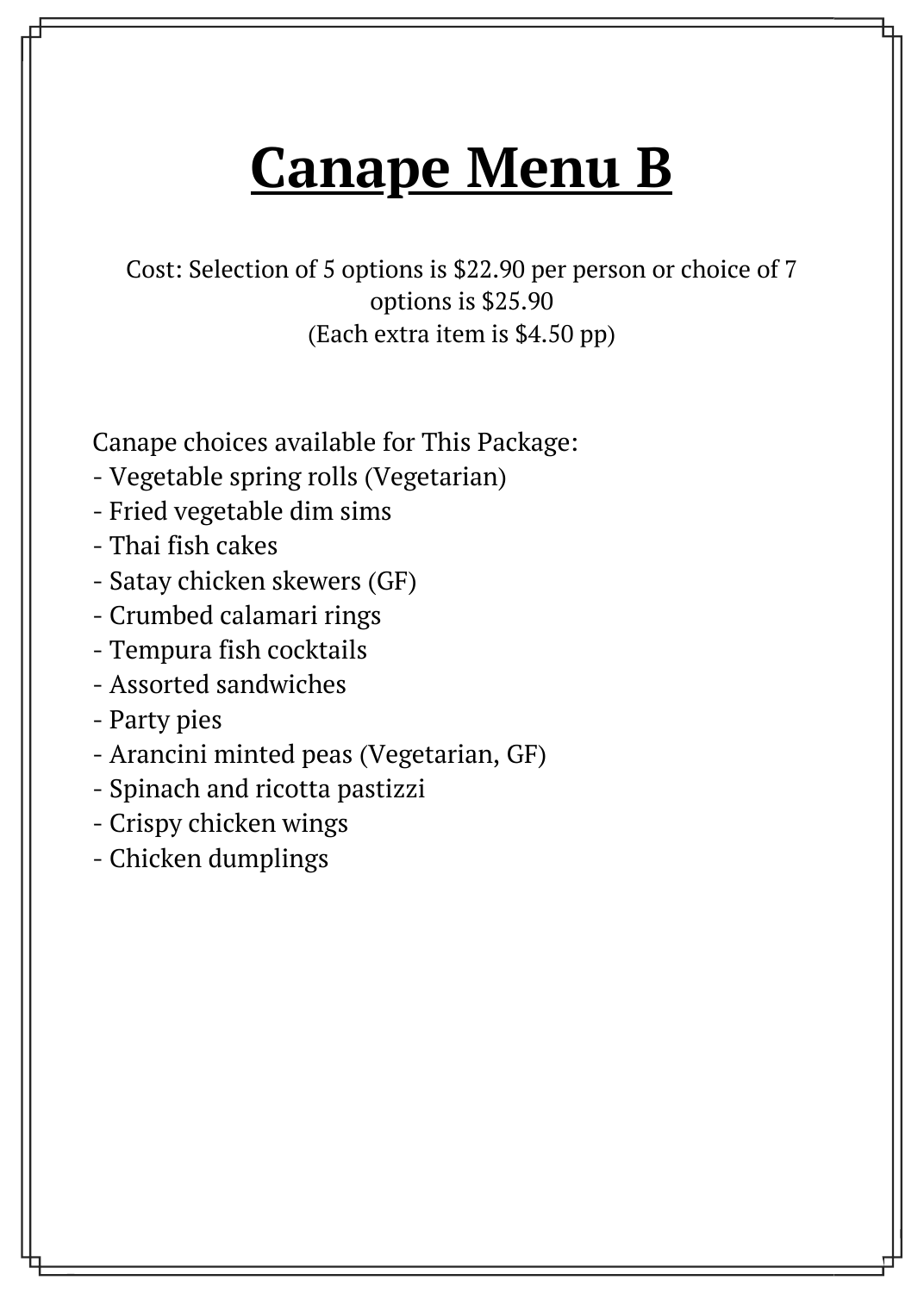# Canape Menu B

Cost: Selection of 5 options is $22.90 per person or choice of 7 options is $25.90
(Each extra item is $4.50 pp)

Canape choices available for This Package:
- Vegetable spring rolls (Vegetarian)
- Fried vegetable dim sims
- Thai fish cakes
- Satay chicken skewers (GF)
- Crumbed calamari rings
- Tempura fish cocktails
- Assorted sandwiches
- Party pies
- Arancini minted peas (Vegetarian, GF)
- Spinach and ricotta pastizzi
- Crispy chicken wings
- Chicken dumplings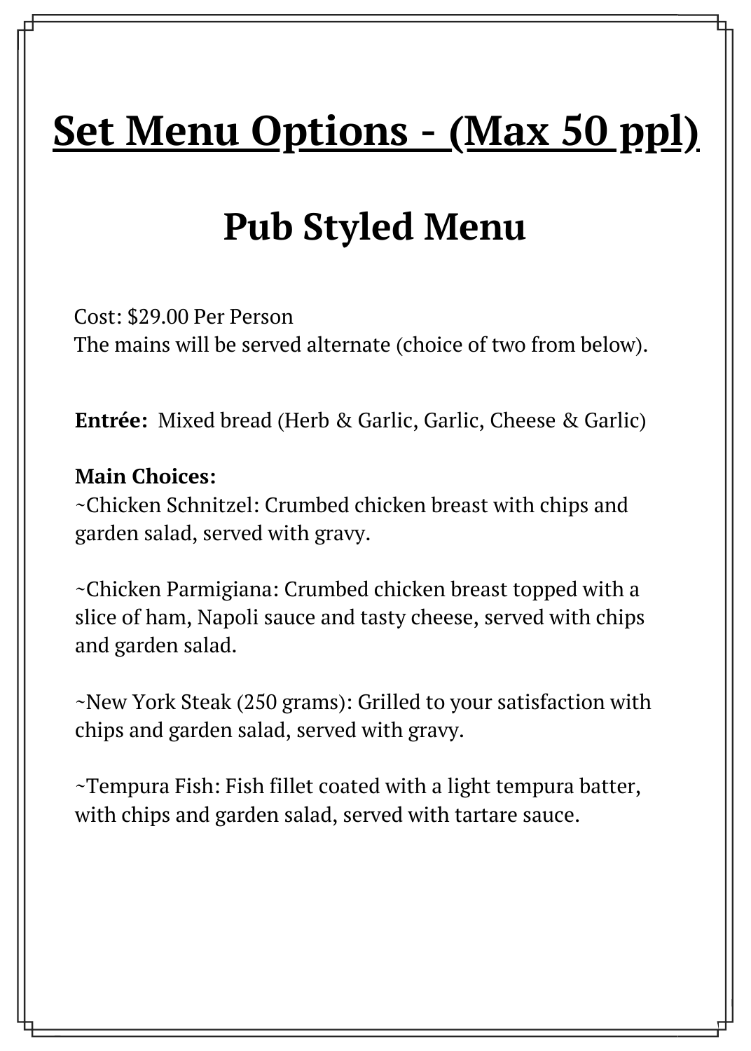# Set Menu Options - (Max 50 ppl)

## Pub Styled Menu

Cost: $29.00 Per Person
The mains will be served alternate (choice of two from below).

**Entrée:** Mixed bread (Herb & Garlic, Garlic, Cheese & Garlic)

**Main Choices:**

~Chicken Schnitzel: Crumbed chicken breast with chips and garden salad, served with gravy.

~Chicken Parmigiana: Crumbed chicken breast topped with a slice of ham, Napoli sauce and tasty cheese, served with chips and garden salad.

~New York Steak (250 grams): Grilled to your satisfaction with chips and garden salad, served with gravy.

~Tempura Fish: Fish fillet coated with a light tempura batter, with chips and garden salad, served with tartare sauce.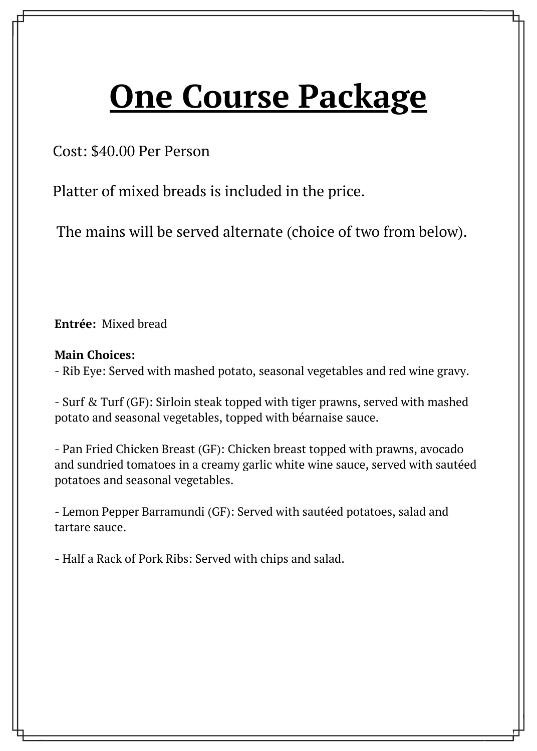# One Course Package

Cost: $40.00 Per Person

Platter of mixed breads is included in the price.

The mains will be served alternate (choice of two from below).

**Entrée:** Mixed bread

**Main Choices:**

- Rib Eye: Served with mashed potato, seasonal vegetables and red wine gravy.

- Surf & Turf (GF): Sirloin steak topped with tiger prawns, served with mashed potato and seasonal vegetables, topped with béarnaise sauce.

- Pan Fried Chicken Breast (GF): Chicken breast topped with prawns, avocado and sundried tomatoes in a creamy garlic white wine sauce, served with sautéed potatoes and seasonal vegetables.

- Lemon Pepper Barramundi (GF): Served with sautéed potatoes, salad and tartare sauce.

- Half a Rack of Pork Ribs: Served with chips and salad.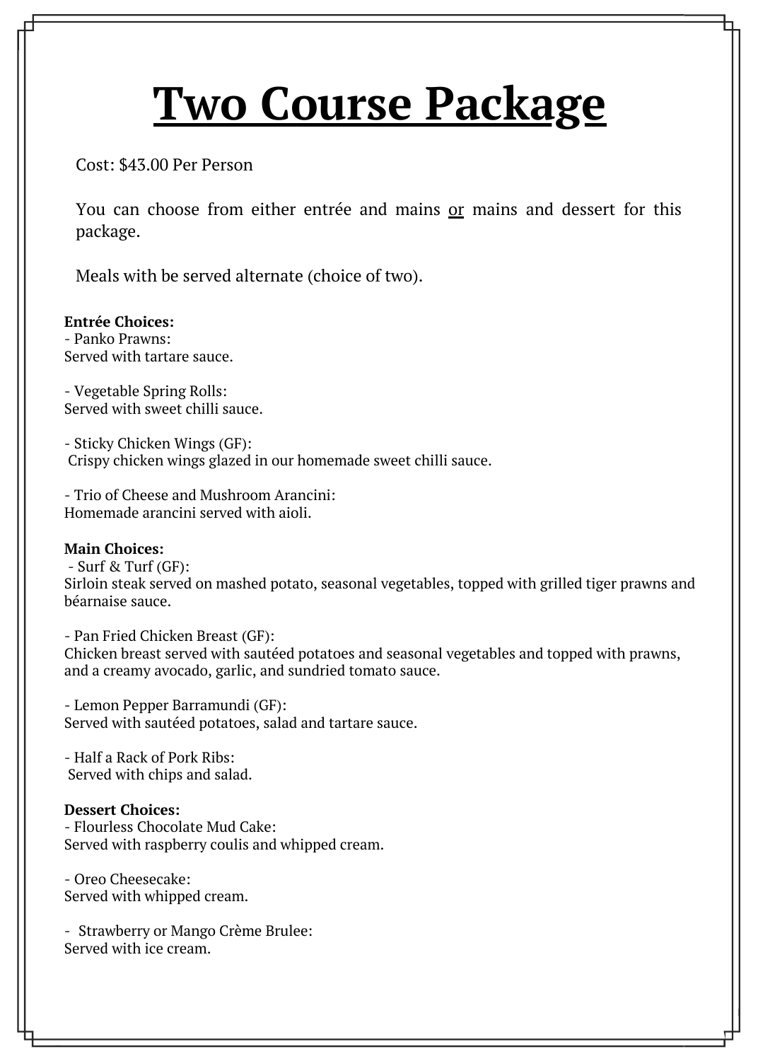# Two Course Package

Cost: $43.00 Per Person

You can choose from either entrée and mains or mains and dessert for this package.

Meals with be served alternate (choice of two).

**Entrée Choices:**

- Panko Prawns:
Served with tartare sauce.

- Vegetable Spring Rolls:
Served with sweet chilli sauce.

- Sticky Chicken Wings (GF):
Crispy chicken wings glazed in our homemade sweet chilli sauce.

- Trio of Cheese and Mushroom Arancini:
Homemade arancini served with aioli.

**Main Choices:**

- Surf & Turf (GF):
Sirloin steak served on mashed potato, seasonal vegetables, topped with grilled tiger prawns and béarnaise sauce.

- Pan Fried Chicken Breast (GF):
Chicken breast served with sautéed potatoes and seasonal vegetables and topped with prawns, and a creamy avocado, garlic, and sundried tomato sauce.

- Lemon Pepper Barramundi (GF):
Served with sautéed potatoes, salad and tartare sauce.

- Half a Rack of Pork Ribs:
Served with chips and salad.

**Dessert Choices:**

- Flourless Chocolate Mud Cake:
Served with raspberry coulis and whipped cream.

- Oreo Cheesecake:
Served with whipped cream.

- Strawberry or Mango Crème Brulee:
Served with ice cream.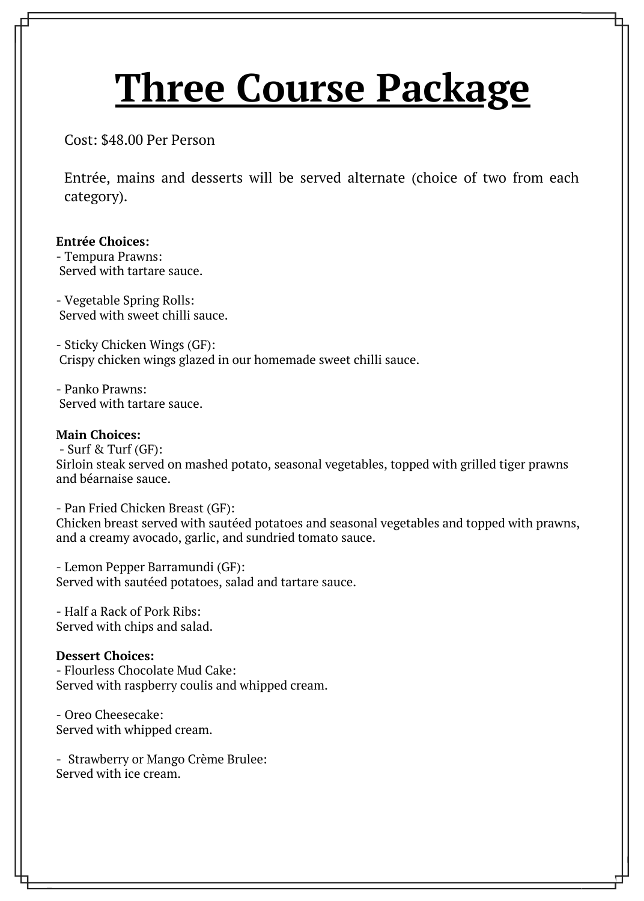# Three Course Package

Cost: $48.00 Per Person

Entrée, mains and desserts will be served alternate (choice of two from each category).

**Entrée Choices:**

- Tempura Prawns:
 Served with tartare sauce.

- Vegetable Spring Rolls:
 Served with sweet chilli sauce.

- Sticky Chicken Wings (GF):
 Crispy chicken wings glazed in our homemade sweet chilli sauce.

- Panko Prawns:
 Served with tartare sauce.

**Main Choices:**

- Surf & Turf (GF):
Sirloin steak served on mashed potato, seasonal vegetables, topped with grilled tiger prawns and béarnaise sauce.

- Pan Fried Chicken Breast (GF):
Chicken breast served with sautéed potatoes and seasonal vegetables and topped with prawns, and a creamy avocado, garlic, and sundried tomato sauce.

- Lemon Pepper Barramundi (GF):
Served with sautéed potatoes, salad and tartare sauce.

- Half a Rack of Pork Ribs:
Served with chips and salad.

**Dessert Choices:**

- Flourless Chocolate Mud Cake:
Served with raspberry coulis and whipped cream.

- Oreo Cheesecake:
Served with whipped cream.

- Strawberry or Mango Crème Brulee:
Served with ice cream.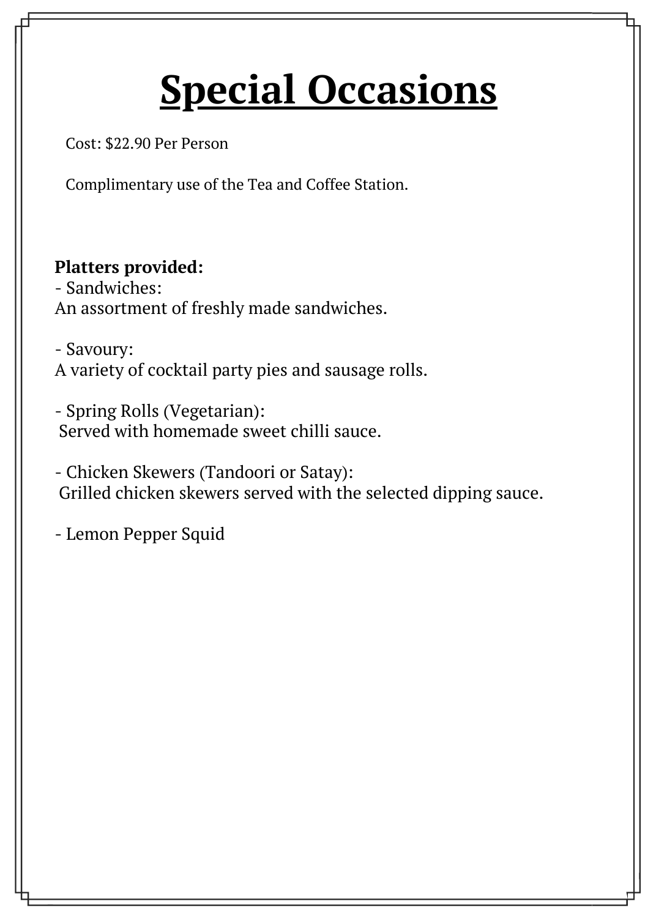# Special Occasions

Cost: $22.90 Per Person

Complimentary use of the Tea and Coffee Station.

**Platters provided:**

- Sandwiches:
An assortment of freshly made sandwiches.

- Savoury:
A variety of cocktail party pies and sausage rolls.

- Spring Rolls (Vegetarian):
Served with homemade sweet chilli sauce.

- Chicken Skewers (Tandoori or Satay):
Grilled chicken skewers served with the selected dipping sauce.

- Lemon Pepper Squid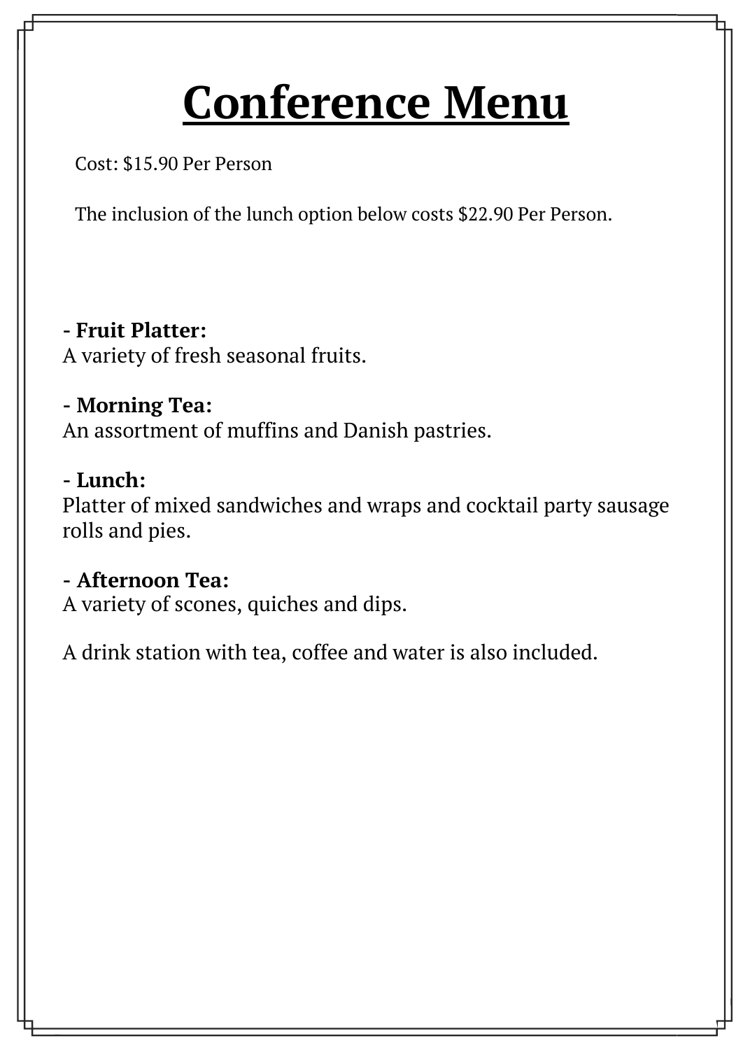# Conference Menu

Cost: $15.90 Per Person

The inclusion of the lunch option below costs $22.90 Per Person.

- **Fruit Platter:**
A variety of fresh seasonal fruits.

- **Morning Tea:**
An assortment of muffins and Danish pastries.

- **Lunch:**
Platter of mixed sandwiches and wraps and cocktail party sausage rolls and pies.

- **Afternoon Tea:**
A variety of scones, quiches and dips.

A drink station with tea, coffee and water is also included.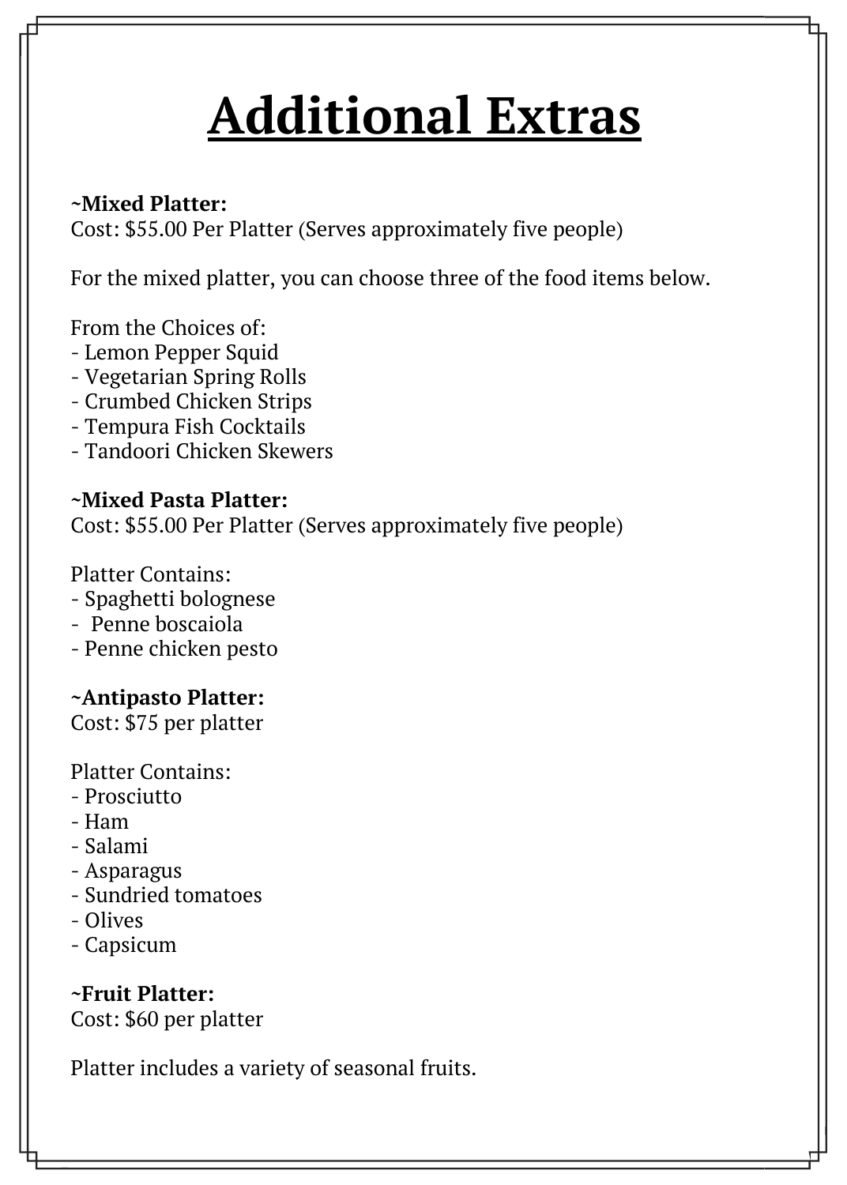# Additional Extras

**~Mixed Platter:**
Cost: $55.00 Per Platter (Serves approximately five people)

For the mixed platter, you can choose three of the food items below.

From the Choices of:
- Lemon Pepper Squid
- Vegetarian Spring Rolls
- Crumbed Chicken Strips
- Tempura Fish Cocktails
- Tandoori Chicken Skewers

**~Mixed Pasta Platter:**
Cost: $55.00 Per Platter (Serves approximately five people)

Platter Contains:
- Spaghetti bolognese
- Penne boscaiola
- Penne chicken pesto

**~Antipasto Platter:**
Cost: $75 per platter

Platter Contains:
- Prosciutto
- Ham
- Salami
- Asparagus
- Sundried tomatoes
- Olives
- Capsicum

**~Fruit Platter:**
Cost: $60 per platter

Platter includes a variety of seasonal fruits.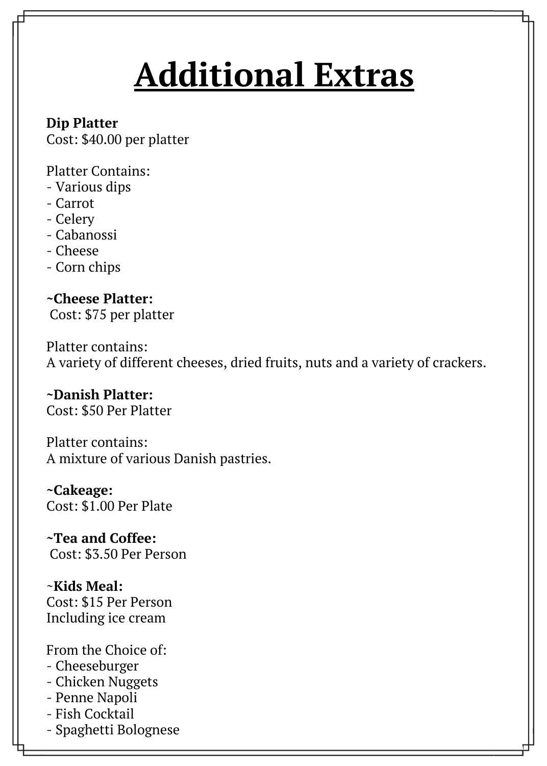# Additional Extras

**Dip Platter**
Cost: $40.00 per platter

Platter Contains:
- Various dips
- Carrot
- Celery
- Cabanossi
- Cheese
- Corn chips

**~Cheese Platter:**
Cost: $75 per platter

Platter contains:
A variety of different cheeses, dried fruits, nuts and a variety of crackers.

**~Danish Platter:**
Cost: $50 Per Platter

Platter contains:
A mixture of various Danish pastries.

**~Cakeage:**
Cost: $1.00 Per Plate

**~Tea and Coffee:**
Cost: $3.50 Per Person

~**Kids Meal:**
Cost: $15 Per Person
Including ice cream

From the Choice of:
- Cheeseburger
- Chicken Nuggets
- Penne Napoli
- Fish Cocktail
- Spaghetti Bolognese